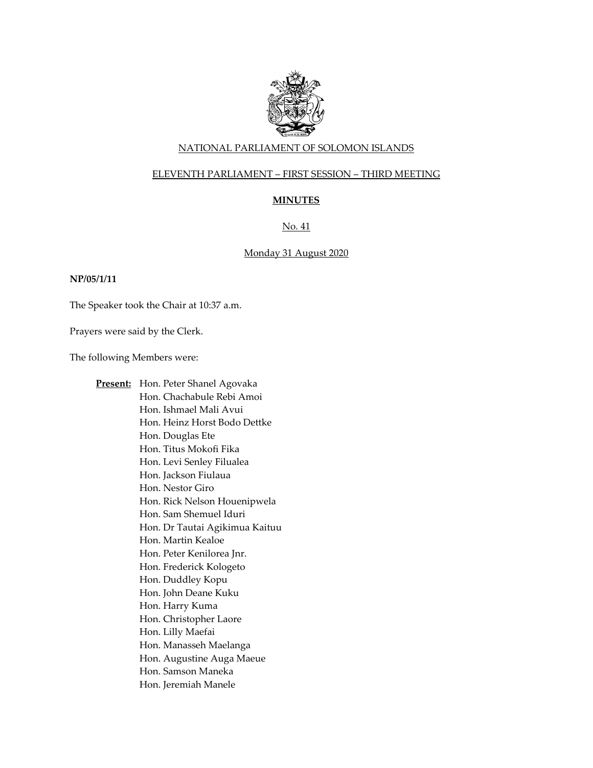NATIONAL PARLIAMENT OF SOLOMON ISLANDS

ELEVENTH PARLIAMENT – FIRST SESSION – THIRD MEETING

**MINUTES**

No. 41

Monday 31 August 2020

**NP/05/1/11**

The Speaker took the Chair at 10:37 a.m.

Prayers were said by the Clerk.

The following Members were:

**Present:** Hon. Peter Shanel Agovaka
Hon. Chachabule Rebi Amoi
Hon. Ishmael Mali Avui
Hon. Heinz Horst Bodo Dettke
Hon. Douglas Ete
Hon. Titus Mokofi Fika
Hon. Levi Senley Filualea
Hon. Jackson Fiulaua
Hon. Nestor Giro
Hon. Rick Nelson Houenipwela
Hon. Sam Shemuel Iduri
Hon. Dr Tautai Agikimua Kaituu
Hon. Martin Kealoe
Hon. Peter Kenilorea Jnr.
Hon. Frederick Kologeto
Hon. Duddley Kopu
Hon. John Deane Kuku
Hon. Harry Kuma
Hon. Christopher Laore
Hon. Lilly Maefai
Hon. Manasseh Maelanga
Hon. Augustine Auga Maeue
Hon. Samson Maneka
Hon. Jeremiah Manele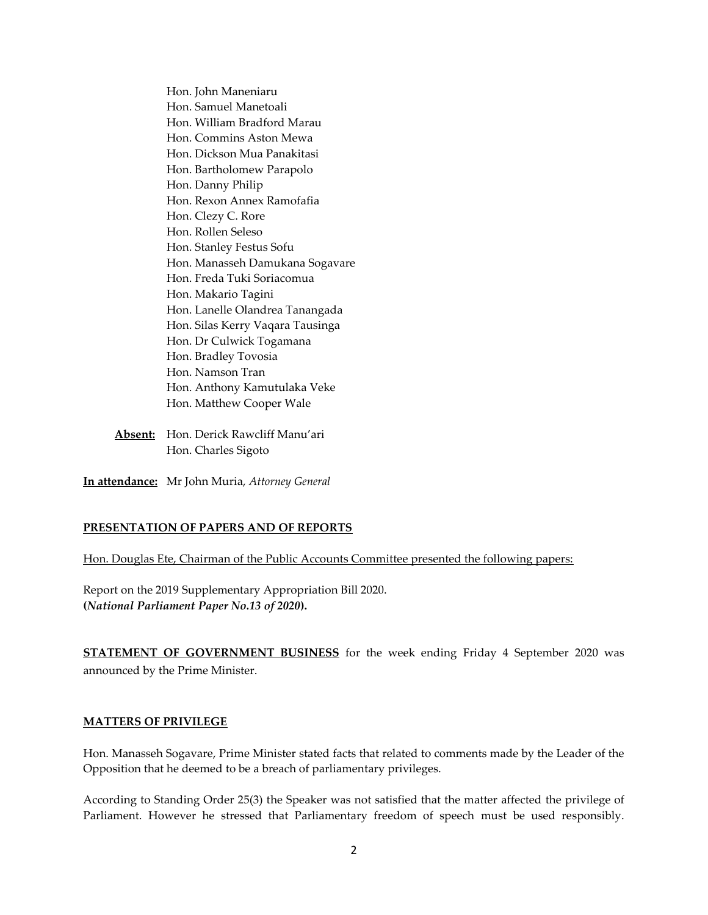Hon. John Maneniaru
Hon. Samuel Manetoali
Hon. William Bradford Marau
Hon. Commins Aston Mewa
Hon. Dickson Mua Panakitasi
Hon. Bartholomew Parapolo
Hon. Danny Philip
Hon. Rexon Annex Ramofafia
Hon. Clezy C. Rore
Hon. Rollen Seleso
Hon. Stanley Festus Sofu
Hon. Manasseh Damukana Sogavare
Hon. Freda Tuki Soriacomua
Hon. Makario Tagini
Hon. Lanelle Olandrea Tanangada
Hon. Silas Kerry Vaqara Tausinga
Hon. Dr Culwick Togamana
Hon. Bradley Tovosia
Hon. Namson Tran
Hon. Anthony Kamutulaka Veke
Hon. Matthew Cooper Wale

**Absent:** Hon. Derick Rawcliff Manu'ari
Hon. Charles Sigoto

**In attendance:** Mr John Muria, *Attorney General*

**PRESENTATION OF PAPERS AND OF REPORTS**

Hon. Douglas Ete, Chairman of the Public Accounts Committee presented the following papers:

Report on the 2019 Supplementary Appropriation Bill 2020.
**(*National Parliament Paper No.13 of 2020*).**

**STATEMENT OF GOVERNMENT BUSINESS** for the week ending Friday 4 September 2020 was announced by the Prime Minister.

**MATTERS OF PRIVILEGE**

Hon. Manasseh Sogavare, Prime Minister stated facts that related to comments made by the Leader of the Opposition that he deemed to be a breach of parliamentary privileges.

According to Standing Order 25(3) the Speaker was not satisfied that the matter affected the privilege of Parliament. However he stressed that Parliamentary freedom of speech must be used responsibly.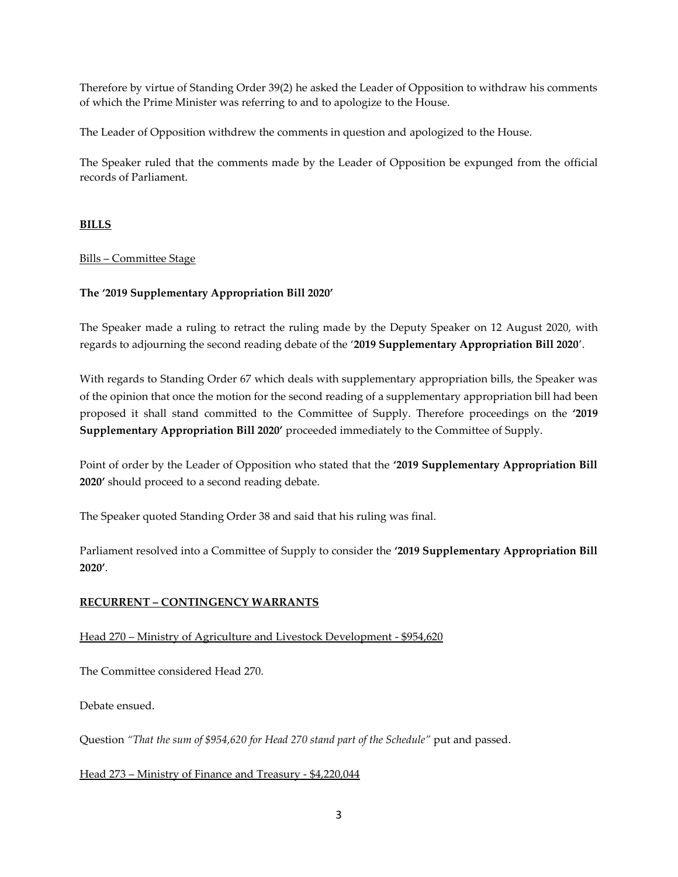Therefore by virtue of Standing Order 39(2) he asked the Leader of Opposition to withdraw his comments of which the Prime Minister was referring to and to apologize to the House.

The Leader of Opposition withdrew the comments in question and apologized to the House.

The Speaker ruled that the comments made by the Leader of Opposition be expunged from the official records of Parliament.

## <u>BILLS</u>

<u>Bills – Committee Stage</u>

**The '2019 Supplementary Appropriation Bill 2020'**

The Speaker made a ruling to retract the ruling made by the Deputy Speaker on 12 August 2020, with regards to adjourning the second reading debate of the '**2019 Supplementary Appropriation Bill 2020**'.

With regards to Standing Order 67 which deals with supplementary appropriation bills, the Speaker was of the opinion that once the motion for the second reading of a supplementary appropriation bill had been proposed it shall stand committed to the Committee of Supply. Therefore proceedings on the **'2019 Supplementary Appropriation Bill 2020'** proceeded immediately to the Committee of Supply.

Point of order by the Leader of Opposition who stated that the **'2019 Supplementary Appropriation Bill 2020'** should proceed to a second reading debate.

The Speaker quoted Standing Order 38 and said that his ruling was final.

Parliament resolved into a Committee of Supply to consider the **'2019 Supplementary Appropriation Bill 2020'**.

## <u>RECURRENT – CONTINGENCY WARRANTS</u>

<u>Head 270 – Ministry of Agriculture and Livestock Development - $954,620</u>

The Committee considered Head 270.

Debate ensued.

Question *"That the sum of $954,620 for Head 270 stand part of the Schedule"* put and passed.

<u>Head 273 – Ministry of Finance and Treasury - $4,220,044</u>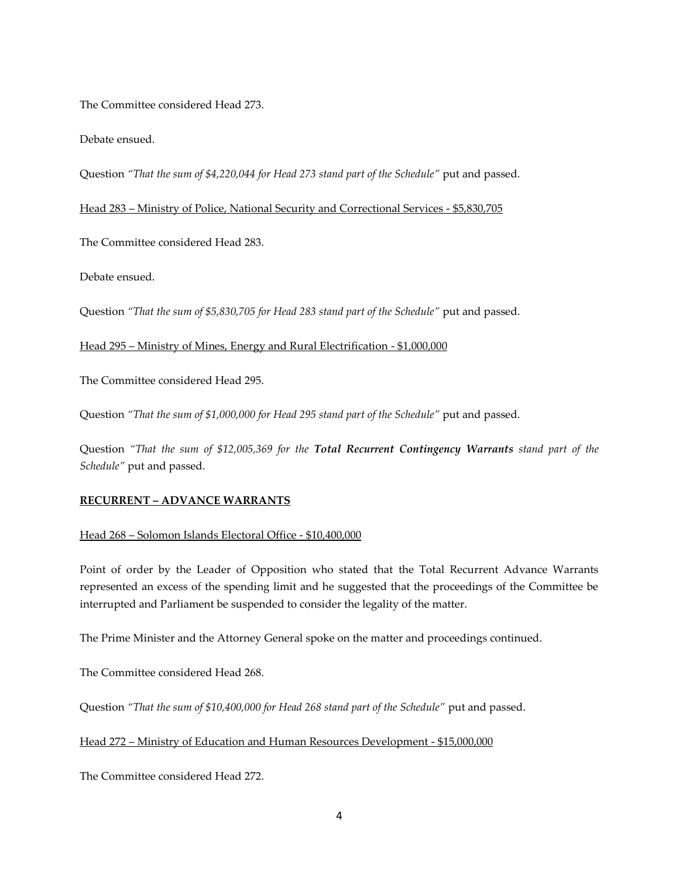The Committee considered Head 273.

Debate ensued.

Question *"That the sum of $4,220,044 for Head 273 stand part of the Schedule"* put and passed.

<u>Head 283 – Ministry of Police, National Security and Correctional Services - $5,830,705</u>

The Committee considered Head 283.

Debate ensued.

Question *"That the sum of $5,830,705 for Head 283 stand part of the Schedule"* put and passed.

<u>Head 295 – Ministry of Mines, Energy and Rural Electrification - $1,000,000</u>

The Committee considered Head 295.

Question *"That the sum of $1,000,000 for Head 295 stand part of the Schedule"* put and passed.

Question *"That the sum of $12,005,369 for the **Total Recurrent Contingency Warrants** stand part of the Schedule"* put and passed.

**<u>RECURRENT – ADVANCE WARRANTS</u>**

<u>Head 268 – Solomon Islands Electoral Office - $10,400,000</u>

Point of order by the Leader of Opposition who stated that the Total Recurrent Advance Warrants represented an excess of the spending limit and he suggested that the proceedings of the Committee be interrupted and Parliament be suspended to consider the legality of the matter.

The Prime Minister and the Attorney General spoke on the matter and proceedings continued.

The Committee considered Head 268.

Question *"That the sum of $10,400,000 for Head 268 stand part of the Schedule"* put and passed.

<u>Head 272 – Ministry of Education and Human Resources Development - $15,000,000</u>

The Committee considered Head 272.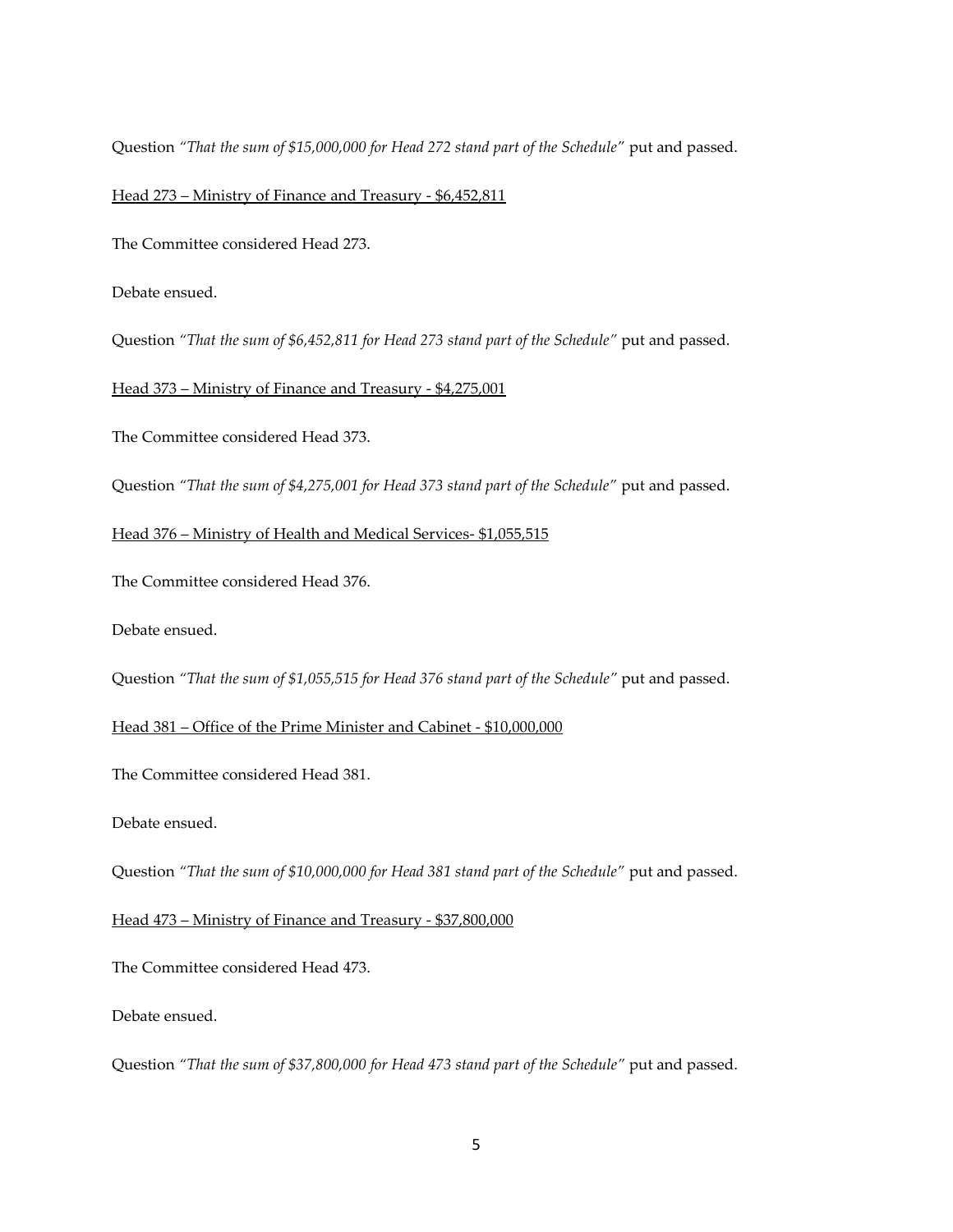Question *"That the sum of $15,000,000 for Head 272 stand part of the Schedule"* put and passed.

<u>Head 273 – Ministry of Finance and Treasury - $6,452,811</u>

The Committee considered Head 273.

Debate ensued.

Question *"That the sum of $6,452,811 for Head 273 stand part of the Schedule"* put and passed.

<u>Head 373 – Ministry of Finance and Treasury - $4,275,001</u>

The Committee considered Head 373.

Question *"That the sum of $4,275,001 for Head 373 stand part of the Schedule"* put and passed.

<u>Head 376 – Ministry of Health and Medical Services- $1,055,515</u>

The Committee considered Head 376.

Debate ensued.

Question *"That the sum of $1,055,515 for Head 376 stand part of the Schedule"* put and passed.

<u>Head 381 – Office of the Prime Minister and Cabinet - $10,000,000</u>

The Committee considered Head 381.

Debate ensued.

Question *"That the sum of $10,000,000 for Head 381 stand part of the Schedule"* put and passed.

<u>Head 473 – Ministry of Finance and Treasury - $37,800,000</u>

The Committee considered Head 473.

Debate ensued.

Question *"That the sum of $37,800,000 for Head 473 stand part of the Schedule"* put and passed.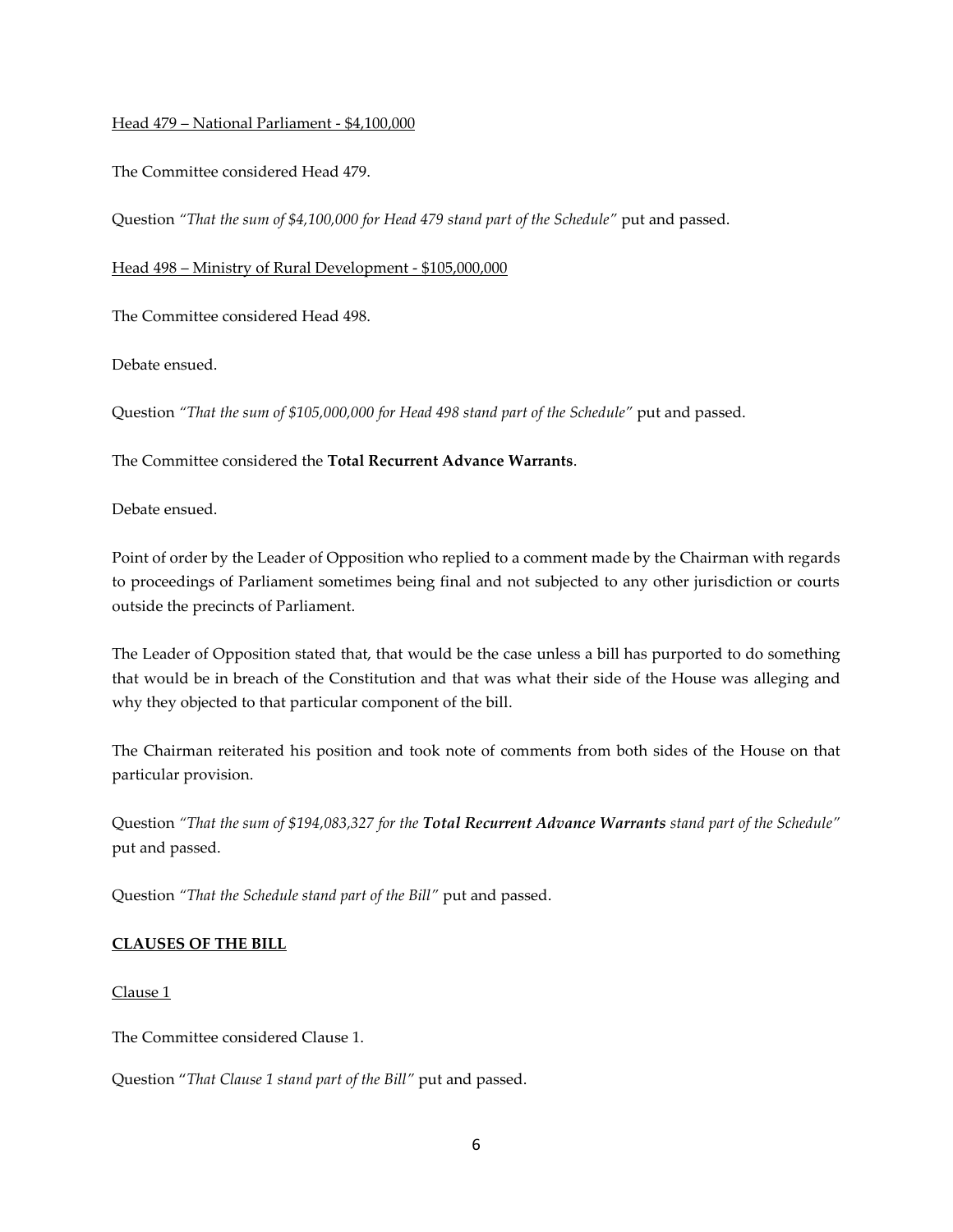Head 479 – National Parliament - $4,100,000

The Committee considered Head 479.

Question *"That the sum of $4,100,000 for Head 479 stand part of the Schedule"* put and passed.

Head 498 – Ministry of Rural Development - $105,000,000

The Committee considered Head 498.

Debate ensued.

Question *"That the sum of $105,000,000 for Head 498 stand part of the Schedule"* put and passed.

The Committee considered the **Total Recurrent Advance Warrants**.

Debate ensued.

Point of order by the Leader of Opposition who replied to a comment made by the Chairman with regards to proceedings of Parliament sometimes being final and not subjected to any other jurisdiction or courts outside the precincts of Parliament.

The Leader of Opposition stated that, that would be the case unless a bill has purported to do something that would be in breach of the Constitution and that was what their side of the House was alleging and why they objected to that particular component of the bill.

The Chairman reiterated his position and took note of comments from both sides of the House on that particular provision.

Question *"That the sum of $194,083,327 for the **Total Recurrent Advance Warrants** stand part of the Schedule"* put and passed.

Question *"That the Schedule stand part of the Bill"* put and passed.

**CLAUSES OF THE BILL**

Clause 1

The Committee considered Clause 1.

Question "*That Clause 1 stand part of the Bill"* put and passed.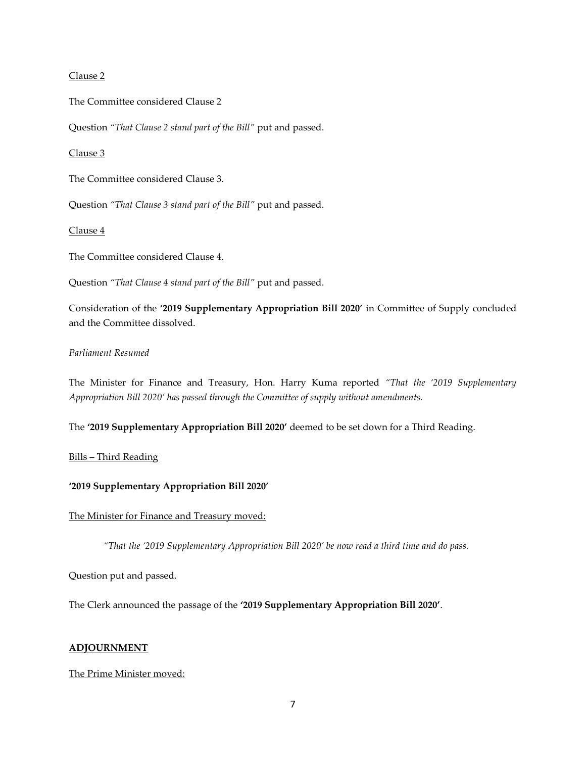Clause 2

The Committee considered Clause 2

Question *"That Clause 2 stand part of the Bill"* put and passed.

Clause 3

The Committee considered Clause 3.

Question *"That Clause 3 stand part of the Bill"* put and passed.

Clause 4

The Committee considered Clause 4.

Question *"That Clause 4 stand part of the Bill"* put and passed.

Consideration of the **'2019 Supplementary Appropriation Bill 2020'** in Committee of Supply concluded and the Committee dissolved.

*Parliament Resumed*

The Minister for Finance and Treasury, Hon. Harry Kuma reported *"That the '2019 Supplementary Appropriation Bill 2020' has passed through the Committee of supply without amendments.*

The **'2019 Supplementary Appropriation Bill 2020'** deemed to be set down for a Third Reading.

Bills – Third Reading

**'2019 Supplementary Appropriation Bill 2020'**

The Minister for Finance and Treasury moved:

> *"That the '2019 Supplementary Appropriation Bill 2020' be now read a third time and do pass.*

Question put and passed.

The Clerk announced the passage of the **'2019 Supplementary Appropriation Bill 2020'**.

**ADJOURNMENT**

The Prime Minister moved: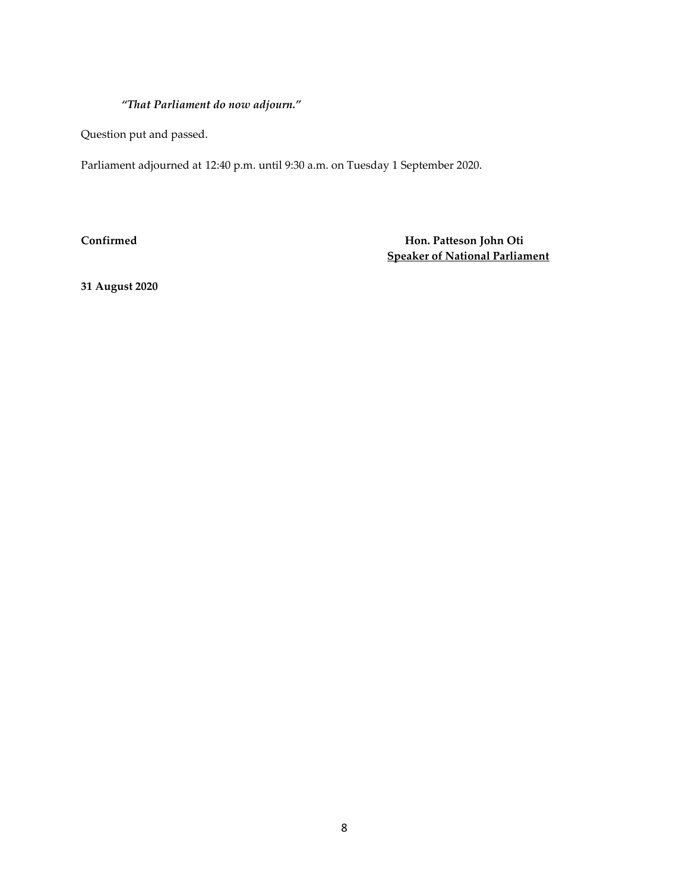*"That Parliament do now adjourn."*

Question put and passed.

Parliament adjourned at 12:40 p.m. until 9:30 a.m. on Tuesday 1 September 2020.

**Confirmed**

**Hon. Patteson John Oti**
**Speaker of National Parliament**

**31 August 2020**